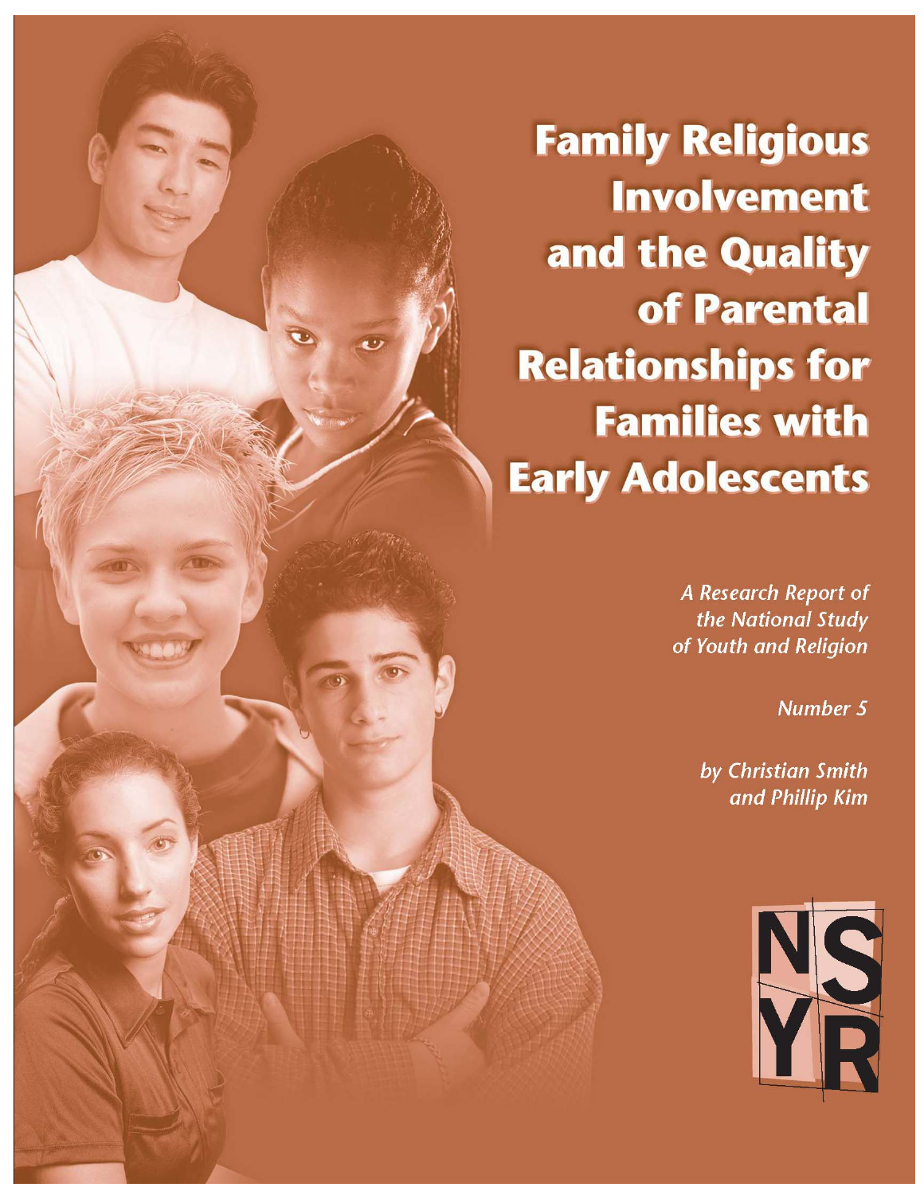# Family Religious Involvement and the Quality of Parental Relationships for Families with Early Adolescents

*A Research Report of the National Study of Youth and Religion*

*Number 5*

*by Christian Smith and Phillip Kim*

NSYR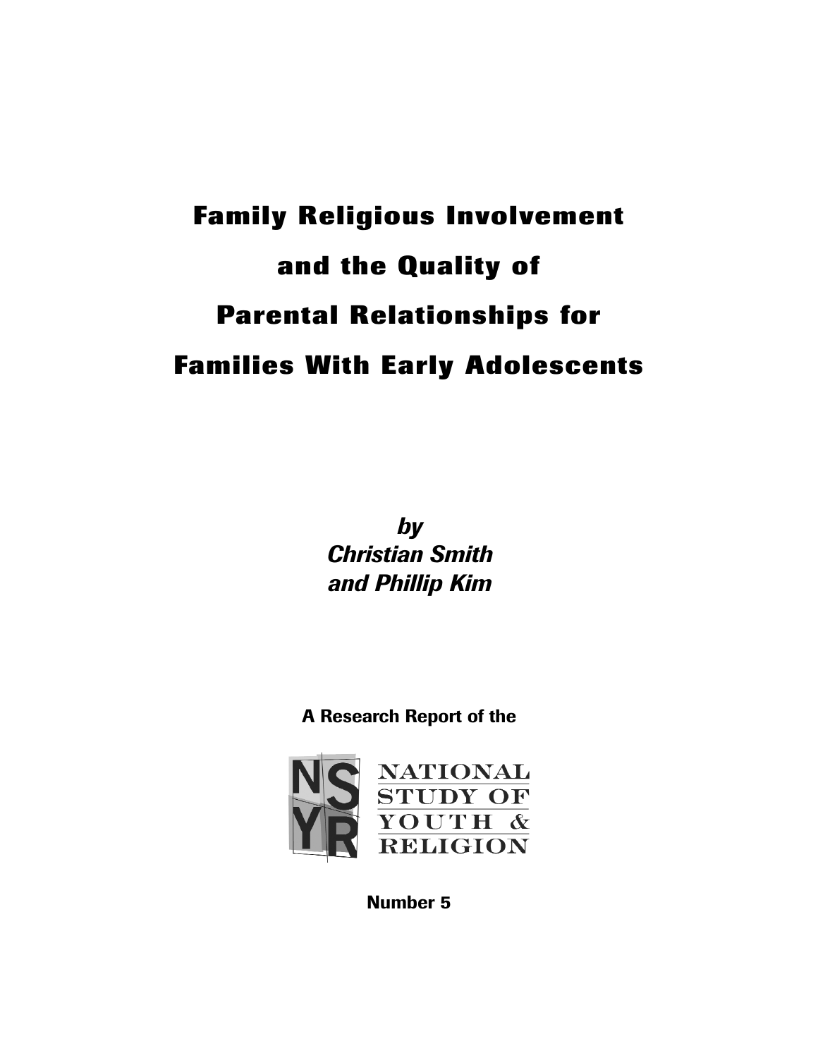# Family Religious Involvement and the Quality of Parental Relationships for Families With Early Adolescents

***by***
***Christian Smith***
***and Phillip Kim***

**A Research Report of the**

NATIONAL STUDY OF YOUTH & RELIGION

**Number 5**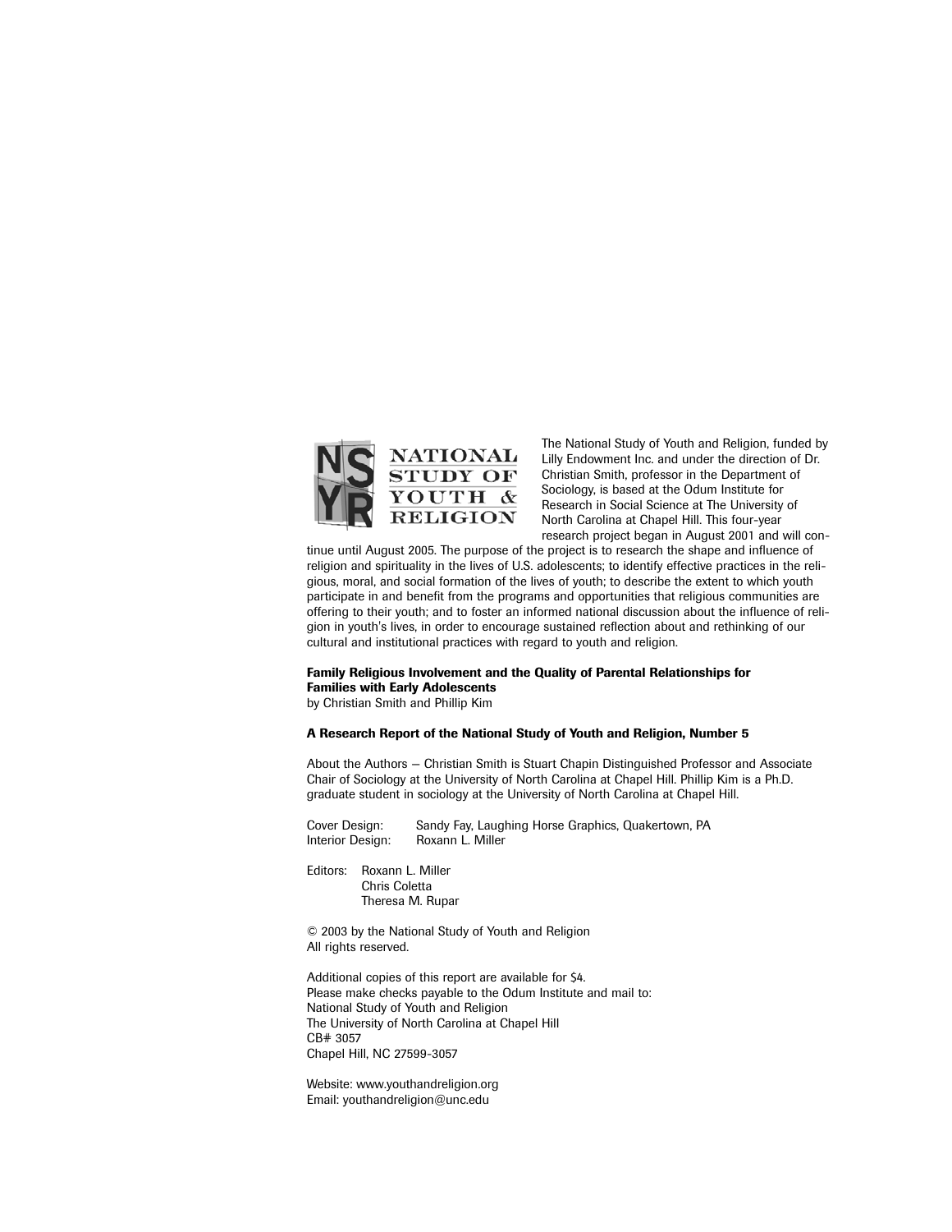NATIONAL STUDY OF YOUTH & RELIGION

The National Study of Youth and Religion, funded by Lilly Endowment Inc. and under the direction of Dr. Christian Smith, professor in the Department of Sociology, is based at the Odum Institute for Research in Social Science at The University of North Carolina at Chapel Hill. This four-year research project began in August 2001 and will continue until August 2005. The purpose of the project is to research the shape and influence of religion and spirituality in the lives of U.S. adolescents; to identify effective practices in the religious, moral, and social formation of the lives of youth; to describe the extent to which youth participate in and benefit from the programs and opportunities that religious communities are offering to their youth; and to foster an informed national discussion about the influence of religion in youth's lives, in order to encourage sustained reflection about and rethinking of our cultural and institutional practices with regard to youth and religion.

**Family Religious Involvement and the Quality of Parental Relationships for Families with Early Adolescents**
by Christian Smith and Phillip Kim

**A Research Report of the National Study of Youth and Religion, Number 5**

About the Authors – Christian Smith is Stuart Chapin Distinguished Professor and Associate Chair of Sociology at the University of North Carolina at Chapel Hill. Phillip Kim is a Ph.D. graduate student in sociology at the University of North Carolina at Chapel Hill.

Cover Design: Sandy Fay, Laughing Horse Graphics, Quakertown, PA
Interior Design: Roxann L. Miller

Editors: Roxann L. Miller
Chris Coletta
Theresa M. Rupar

© 2003 by the National Study of Youth and Religion
All rights reserved.

Additional copies of this report are available for $4.
Please make checks payable to the Odum Institute and mail to:
National Study of Youth and Religion
The University of North Carolina at Chapel Hill
CB# 3057
Chapel Hill, NC 27599-3057

Website: www.youthandreligion.org
Email: youthandreligion@unc.edu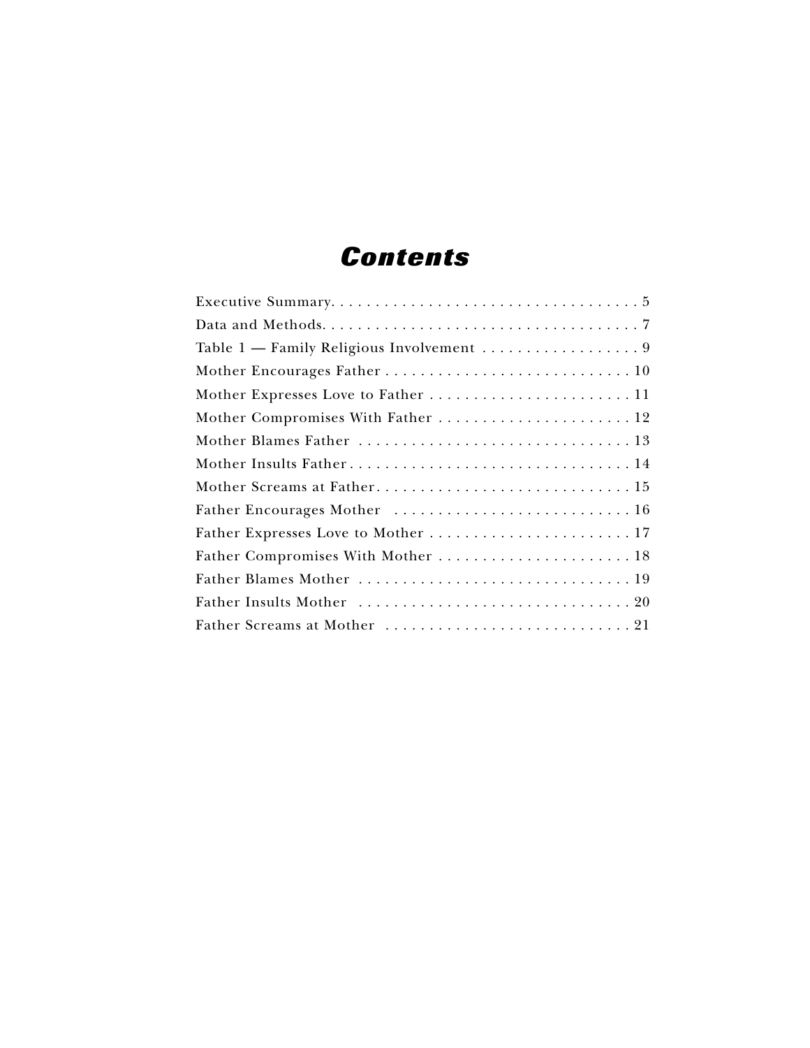# *Contents*

Executive Summary. . . . . . . . . . . . . . . . . . . . . . . . . . . . . . . . . . . 5

Data and Methods. . . . . . . . . . . . . . . . . . . . . . . . . . . . . . . . . . . 7

Table 1 — Family Religious Involvement . . . . . . . . . . . . . . . . . . 9

Mother Encourages Father . . . . . . . . . . . . . . . . . . . . . . . . . . . . 10

Mother Expresses Love to Father . . . . . . . . . . . . . . . . . . . . . . . 11

Mother Compromises With Father . . . . . . . . . . . . . . . . . . . . . . 12

Mother Blames Father . . . . . . . . . . . . . . . . . . . . . . . . . . . . . . . 13

Mother Insults Father . . . . . . . . . . . . . . . . . . . . . . . . . . . . . . . . 14

Mother Screams at Father. . . . . . . . . . . . . . . . . . . . . . . . . . . . . 15

Father Encourages Mother . . . . . . . . . . . . . . . . . . . . . . . . . . . 16

Father Expresses Love to Mother . . . . . . . . . . . . . . . . . . . . . . . 17

Father Compromises With Mother . . . . . . . . . . . . . . . . . . . . . . 18

Father Blames Mother . . . . . . . . . . . . . . . . . . . . . . . . . . . . . . . 19

Father Insults Mother . . . . . . . . . . . . . . . . . . . . . . . . . . . . . . . 20

Father Screams at Mother . . . . . . . . . . . . . . . . . . . . . . . . . . . . 21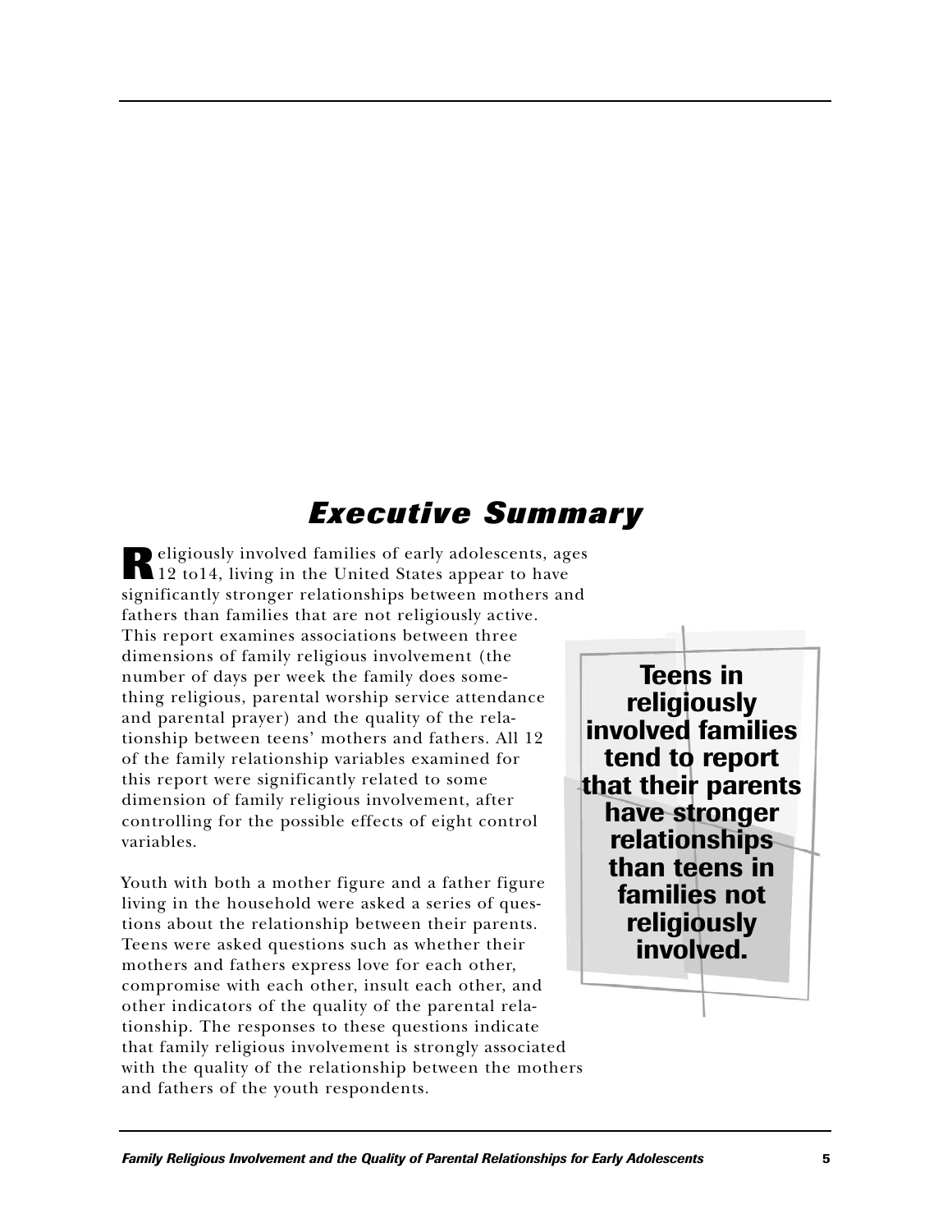## *Executive Summary*

Religiously involved families of early adolescents, ages 12 to14, living in the United States appear to have significantly stronger relationships between mothers and fathers than families that are not religiously active. This report examines associations between three dimensions of family religious involvement (the number of days per week the family does something religious, parental worship service attendance and parental prayer) and the quality of the relationship between teens' mothers and fathers. All 12 of the family relationship variables examined for this report were significantly related to some dimension of family religious involvement, after controlling for the possible effects of eight control variables.

**Teens in religiously involved families tend to report that their parents have stronger relationships than teens in families not religiously involved.**

Youth with both a mother figure and a father figure living in the household were asked a series of questions about the relationship between their parents. Teens were asked questions such as whether their mothers and fathers express love for each other, compromise with each other, insult each other, and other indicators of the quality of the parental relationship. The responses to these questions indicate that family religious involvement is strongly associated with the quality of the relationship between the mothers and fathers of the youth respondents.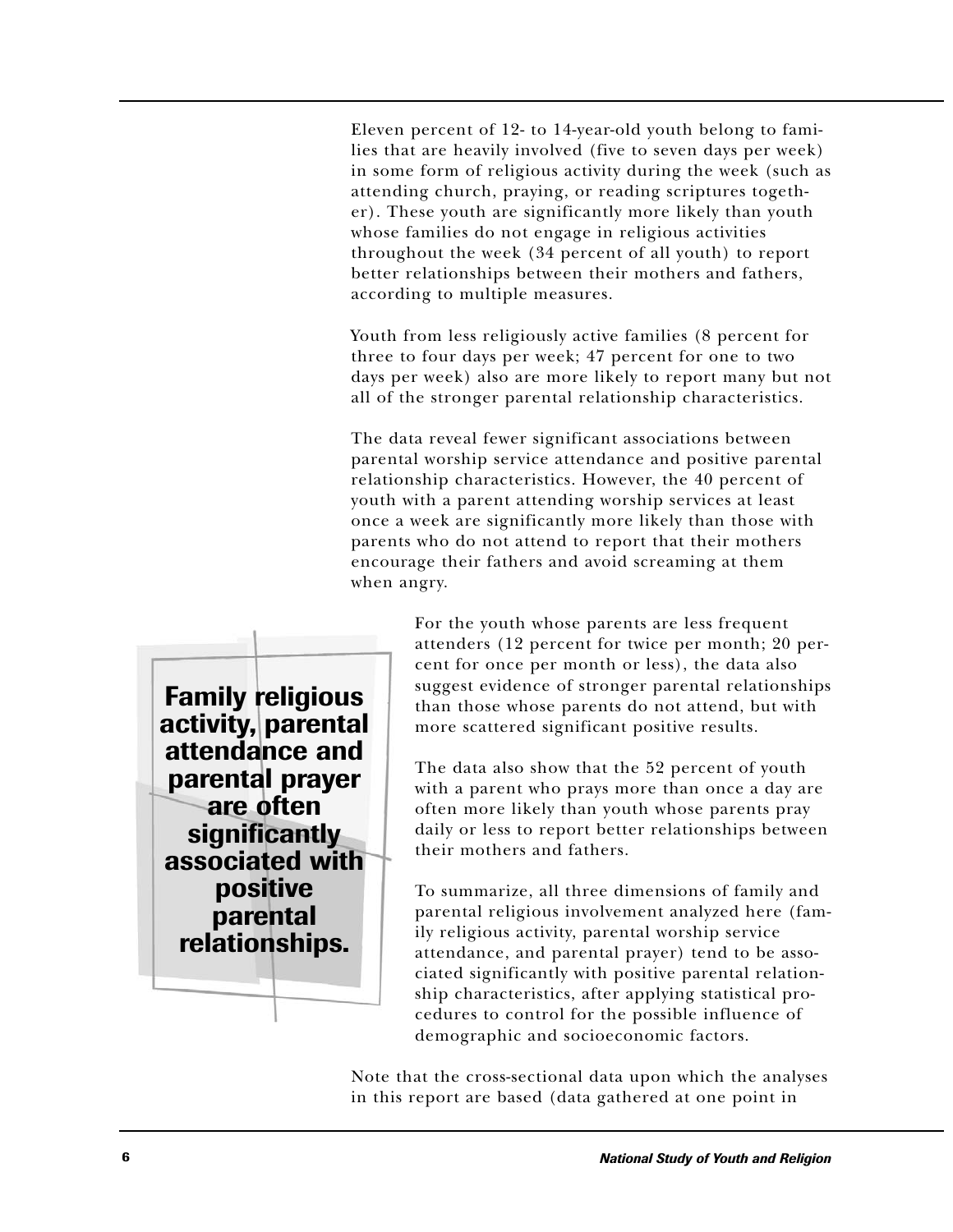Eleven percent of 12- to 14-year-old youth belong to families that are heavily involved (five to seven days per week) in some form of religious activity during the week (such as attending church, praying, or reading scriptures together). These youth are significantly more likely than youth whose families do not engage in religious activities throughout the week (34 percent of all youth) to report better relationships between their mothers and fathers, according to multiple measures.

Youth from less religiously active families (8 percent for three to four days per week; 47 percent for one to two days per week) also are more likely to report many but not all of the stronger parental relationship characteristics.

The data reveal fewer significant associations between parental worship service attendance and positive parental relationship characteristics. However, the 40 percent of youth with a parent attending worship services at least once a week are significantly more likely than those with parents who do not attend to report that their mothers encourage their fathers and avoid screaming at them when angry.

**Family religious activity, parental attendance and parental prayer are often significantly associated with positive parental relationships.**

For the youth whose parents are less frequent attenders (12 percent for twice per month; 20 percent for once per month or less), the data also suggest evidence of stronger parental relationships than those whose parents do not attend, but with more scattered significant positive results.

The data also show that the 52 percent of youth with a parent who prays more than once a day are often more likely than youth whose parents pray daily or less to report better relationships between their mothers and fathers.

To summarize, all three dimensions of family and parental religious involvement analyzed here (family religious activity, parental worship service attendance, and parental prayer) tend to be associated significantly with positive parental relationship characteristics, after applying statistical procedures to control for the possible influence of demographic and socioeconomic factors.

Note that the cross-sectional data upon which the analyses in this report are based (data gathered at one point in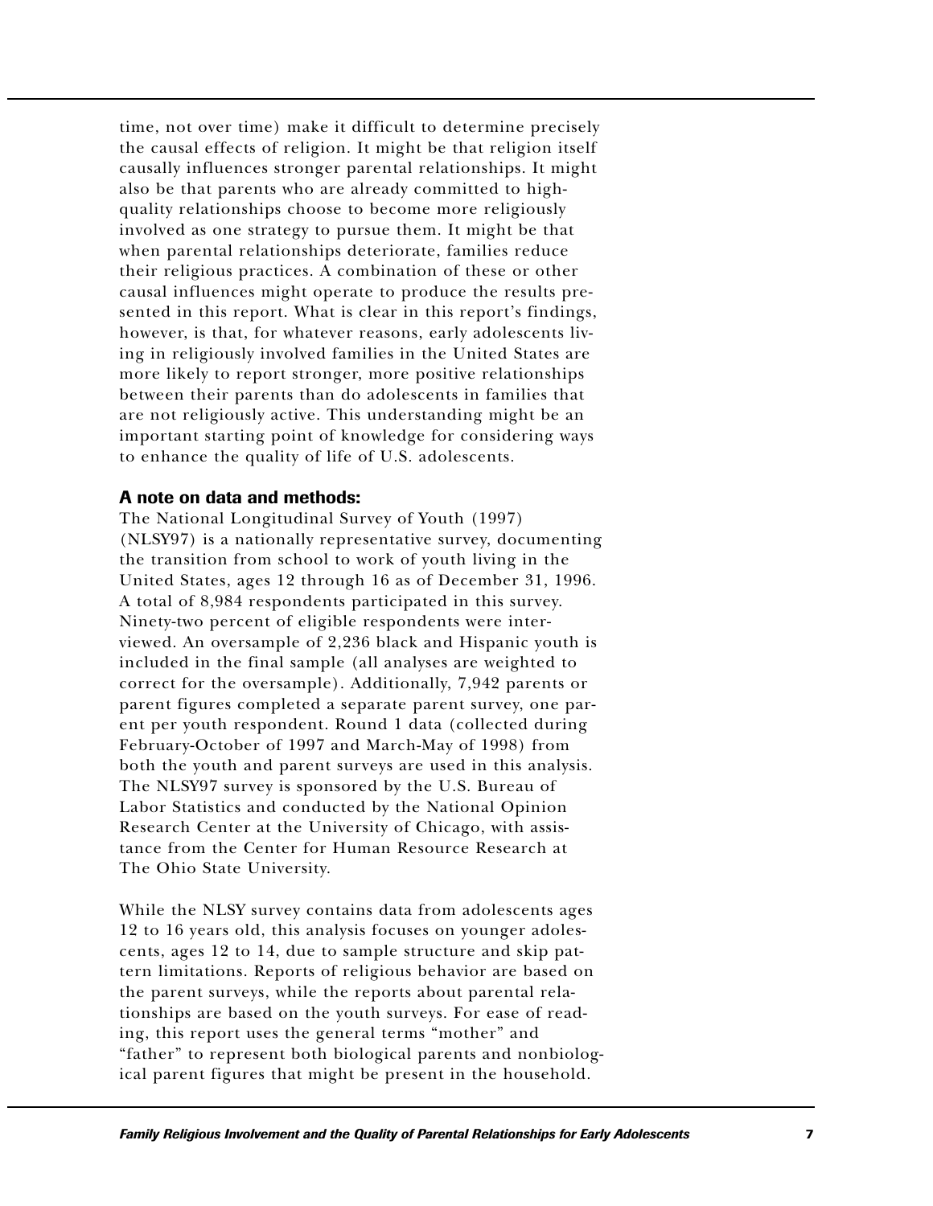time, not over time) make it difficult to determine precisely the causal effects of religion. It might be that religion itself causally influences stronger parental relationships. It might also be that parents who are already committed to high-quality relationships choose to become more religiously involved as one strategy to pursue them. It might be that when parental relationships deteriorate, families reduce their religious practices. A combination of these or other causal influences might operate to produce the results presented in this report. What is clear in this report's findings, however, is that, for whatever reasons, early adolescents living in religiously involved families in the United States are more likely to report stronger, more positive relationships between their parents than do adolescents in families that are not religiously active. This understanding might be an important starting point of knowledge for considering ways to enhance the quality of life of U.S. adolescents.

### A note on data and methods:

The National Longitudinal Survey of Youth (1997) (NLSY97) is a nationally representative survey, documenting the transition from school to work of youth living in the United States, ages 12 through 16 as of December 31, 1996. A total of 8,984 respondents participated in this survey. Ninety-two percent of eligible respondents were interviewed. An oversample of 2,236 black and Hispanic youth is included in the final sample (all analyses are weighted to correct for the oversample). Additionally, 7,942 parents or parent figures completed a separate parent survey, one parent per youth respondent. Round 1 data (collected during February-October of 1997 and March-May of 1998) from both the youth and parent surveys are used in this analysis. The NLSY97 survey is sponsored by the U.S. Bureau of Labor Statistics and conducted by the National Opinion Research Center at the University of Chicago, with assistance from the Center for Human Resource Research at The Ohio State University.

While the NLSY survey contains data from adolescents ages 12 to 16 years old, this analysis focuses on younger adolescents, ages 12 to 14, due to sample structure and skip pattern limitations. Reports of religious behavior are based on the parent surveys, while the reports about parental relationships are based on the youth surveys. For ease of reading, this report uses the general terms "mother" and "father" to represent both biological parents and nonbiological parent figures that might be present in the household.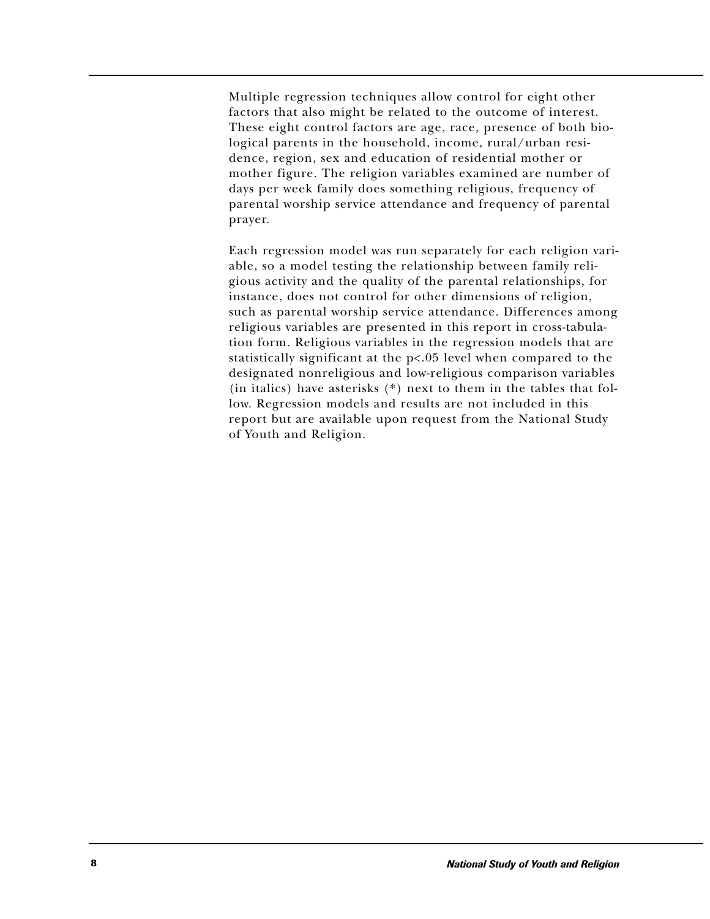Multiple regression techniques allow control for eight other factors that also might be related to the outcome of interest. These eight control factors are age, race, presence of both biological parents in the household, income, rural/urban residence, region, sex and education of residential mother or mother figure. The religion variables examined are number of days per week family does something religious, frequency of parental worship service attendance and frequency of parental prayer.

Each regression model was run separately for each religion variable, so a model testing the relationship between family religious activity and the quality of the parental relationships, for instance, does not control for other dimensions of religion, such as parental worship service attendance. Differences among religious variables are presented in this report in cross-tabulation form. Religious variables in the regression models that are statistically significant at the $p<.05$ level when compared to the designated nonreligious and low-religious comparison variables (in italics) have asterisks (*) next to them in the tables that follow. Regression models and results are not included in this report but are available upon request from the National Study of Youth and Religion.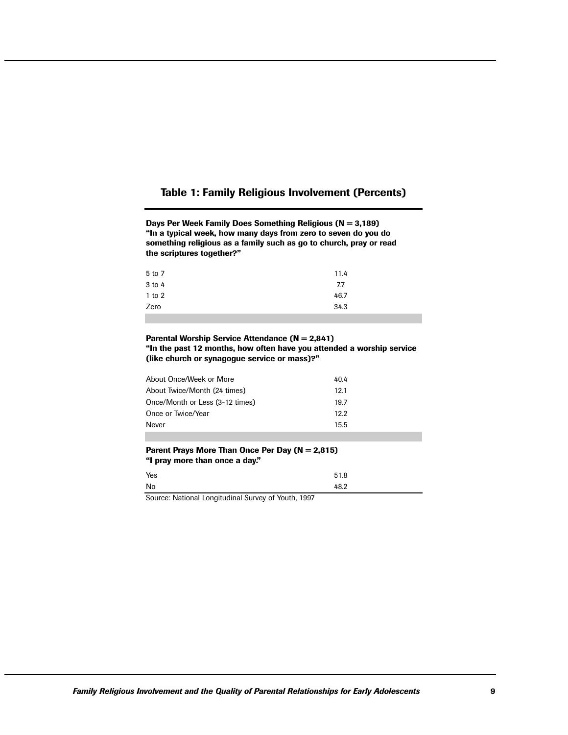## Table 1: Family Religious Involvement (Percents)

**Days Per Week Family Does Something Religious (N = 3,189)**
**"In a typical week, how many days from zero to seven do you do something religious as a family such as go to church, pray or read the scriptures together?"**

| | |
|---|---|
| 5 to 7 | 11.4 |
| 3 to 4 | 7.7 |
| 1 to 2 | 46.7 |
| Zero | 34.3 |

**Parental Worship Service Attendance (N = 2,841)**
**"In the past 12 months, how often have you attended a worship service (like church or synagogue service or mass)?"**

| | |
|---|---|
| About Once/Week or More | 40.4 |
| About Twice/Month (24 times) | 12.1 |
| Once/Month or Less (3-12 times) | 19.7 |
| Once or Twice/Year | 12.2 |
| Never | 15.5 |

**Parent Prays More Than Once Per Day (N = 2,815)**
**"I pray more than once a day."**

| | |
|---|---|
| Yes | 51.8 |
| No | 48.2 |

Source: National Longitudinal Survey of Youth, 1997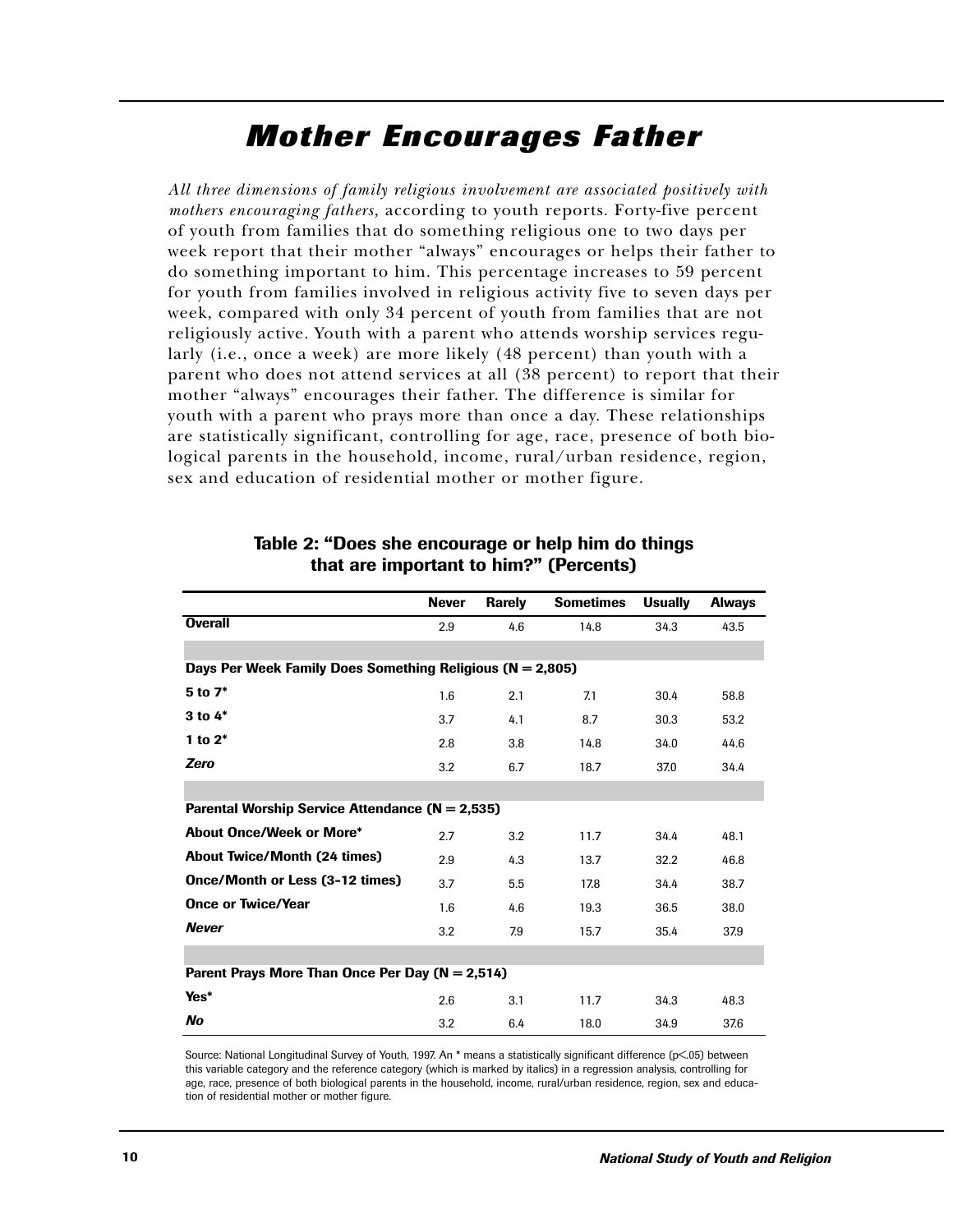# Mother Encourages Father

*All three dimensions of family religious involvement are associated positively with mothers encouraging fathers,* according to youth reports. Forty-five percent of youth from families that do something religious one to two days per week report that their mother "always" encourages or helps their father to do something important to him. This percentage increases to 59 percent for youth from families involved in religious activity five to seven days per week, compared with only 34 percent of youth from families that are not religiously active. Youth with a parent who attends worship services regularly (i.e., once a week) are more likely (48 percent) than youth with a parent who does not attend services at all (38 percent) to report that their mother "always" encourages their father. The difference is similar for youth with a parent who prays more than once a day. These relationships are statistically significant, controlling for age, race, presence of both biological parents in the household, income, rural/urban residence, region, sex and education of residential mother or mother figure.

**Table 2: "Does she encourage or help him do things that are important to him?" (Percents)**

| | Never | Rarely | Sometimes | Usually | Always |
|---|---|---|---|---|---|
| **Overall** | 2.9 | 4.6 | 14.8 | 34.3 | 43.5 |
| **Days Per Week Family Does Something Religious (N = 2,805)** | | | | | |
| **5 to 7*** | 1.6 | 2.1 | 7.1 | 30.4 | 58.8 |
| **3 to 4*** | 3.7 | 4.1 | 8.7 | 30.3 | 53.2 |
| **1 to 2*** | 2.8 | 3.8 | 14.8 | 34.0 | 44.6 |
| ***Zero*** | 3.2 | 6.7 | 18.7 | 37.0 | 34.4 |
| **Parental Worship Service Attendance (N = 2,535)** | | | | | |
| **About Once/Week or More*** | 2.7 | 3.2 | 11.7 | 34.4 | 48.1 |
| **About Twice/Month (24 times)** | 2.9 | 4.3 | 13.7 | 32.2 | 46.8 |
| **Once/Month or Less (3-12 times)** | 3.7 | 5.5 | 17.8 | 34.4 | 38.7 |
| **Once or Twice/Year** | 1.6 | 4.6 | 19.3 | 36.5 | 38.0 |
| ***Never*** | 3.2 | 7.9 | 15.7 | 35.4 | 37.9 |
| **Parent Prays More Than Once Per Day (N = 2,514)** | | | | | |
| **Yes*** | 2.6 | 3.1 | 11.7 | 34.3 | 48.3 |
| ***No*** | 3.2 | 6.4 | 18.0 | 34.9 | 37.6 |

Source: National Longitudinal Survey of Youth, 1997. An * means a statistically significant difference ($p<.05$) between this variable category and the reference category (which is marked by italics) in a regression analysis, controlling for age, race, presence of both biological parents in the household, income, rural/urban residence, region, sex and education of residential mother or mother figure.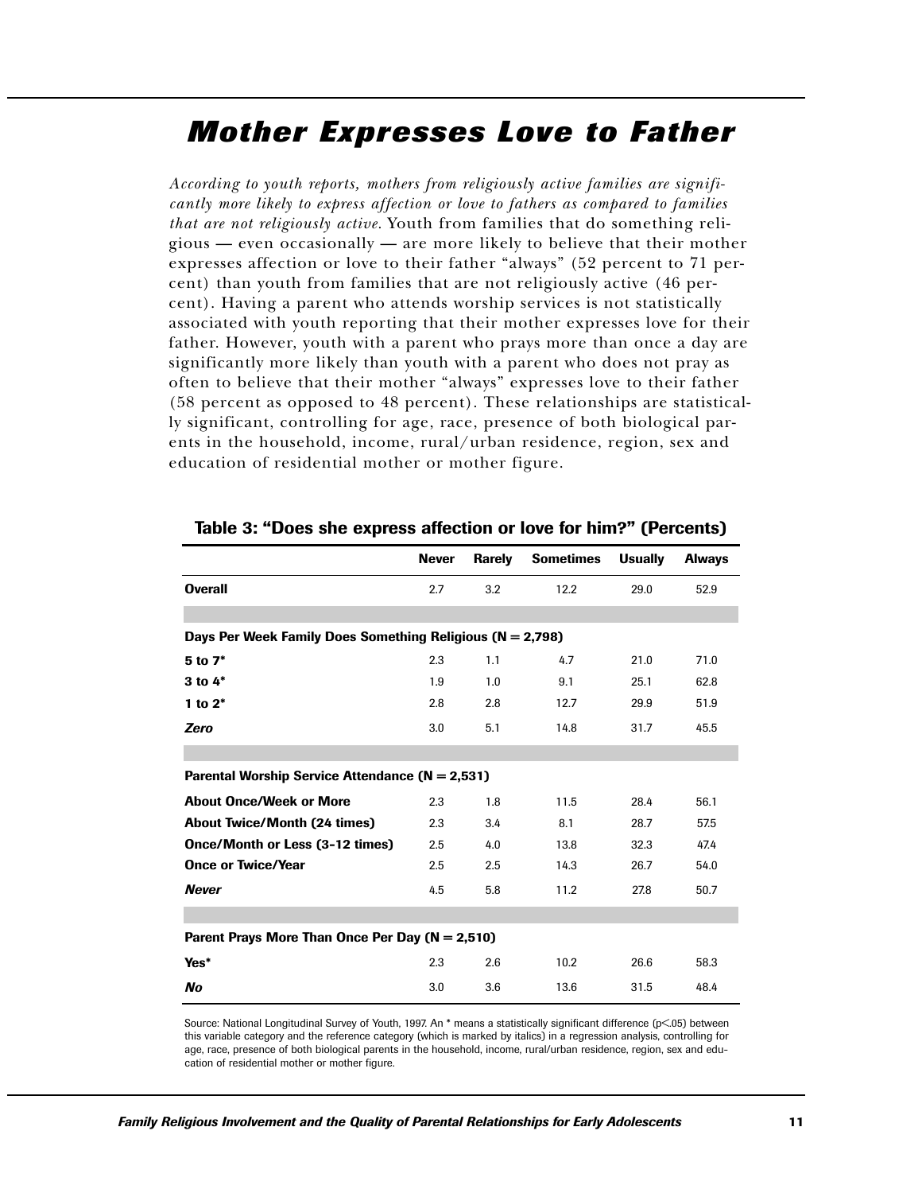# *Mother Expresses Love to Father*

*According to youth reports, mothers from religiously active families are significantly more likely to express affection or love to fathers as compared to families that are not religiously active.* Youth from families that do something religious — even occasionally — are more likely to believe that their mother expresses affection or love to their father "always" (52 percent to 71 percent) than youth from families that are not religiously active (46 percent). Having a parent who attends worship services is not statistically associated with youth reporting that their mother expresses love for their father. However, youth with a parent who prays more than once a day are significantly more likely than youth with a parent who does not pray as often to believe that their mother "always" expresses love to their father (58 percent as opposed to 48 percent). These relationships are statistically significant, controlling for age, race, presence of both biological parents in the household, income, rural/urban residence, region, sex and education of residential mother or mother figure.

**Table 3: "Does she express affection or love for him?" (Percents)**

| | Never | Rarely | Sometimes | Usually | Always |
|---|---|---|---|---|---|
| **Overall** | 2.7 | 3.2 | 12.2 | 29.0 | 52.9 |
| **Days Per Week Family Does Something Religious (N = 2,798)** | | | | | |
| **5 to 7*** | 2.3 | 1.1 | 4.7 | 21.0 | 71.0 |
| **3 to 4*** | 1.9 | 1.0 | 9.1 | 25.1 | 62.8 |
| **1 to 2*** | 2.8 | 2.8 | 12.7 | 29.9 | 51.9 |
| ***Zero*** | 3.0 | 5.1 | 14.8 | 31.7 | 45.5 |
| **Parental Worship Service Attendance (N = 2,531)** | | | | | |
| **About Once/Week or More** | 2.3 | 1.8 | 11.5 | 28.4 | 56.1 |
| **About Twice/Month (24 times)** | 2.3 | 3.4 | 8.1 | 28.7 | 57.5 |
| **Once/Month or Less (3-12 times)** | 2.5 | 4.0 | 13.8 | 32.3 | 47.4 |
| **Once or Twice/Year** | 2.5 | 2.5 | 14.3 | 26.7 | 54.0 |
| ***Never*** | 4.5 | 5.8 | 11.2 | 27.8 | 50.7 |
| **Parent Prays More Than Once Per Day (N = 2,510)** | | | | | |
| **Yes*** | 2.3 | 2.6 | 10.2 | 26.6 | 58.3 |
| ***No*** | 3.0 | 3.6 | 13.6 | 31.5 | 48.4 |

Source: National Longitudinal Survey of Youth, 1997. An * means a statistically significant difference ($p < .05$) between this variable category and the reference category (which is marked by italics) in a regression analysis, controlling for age, race, presence of both biological parents in the household, income, rural/urban residence, region, sex and education of residential mother or mother figure.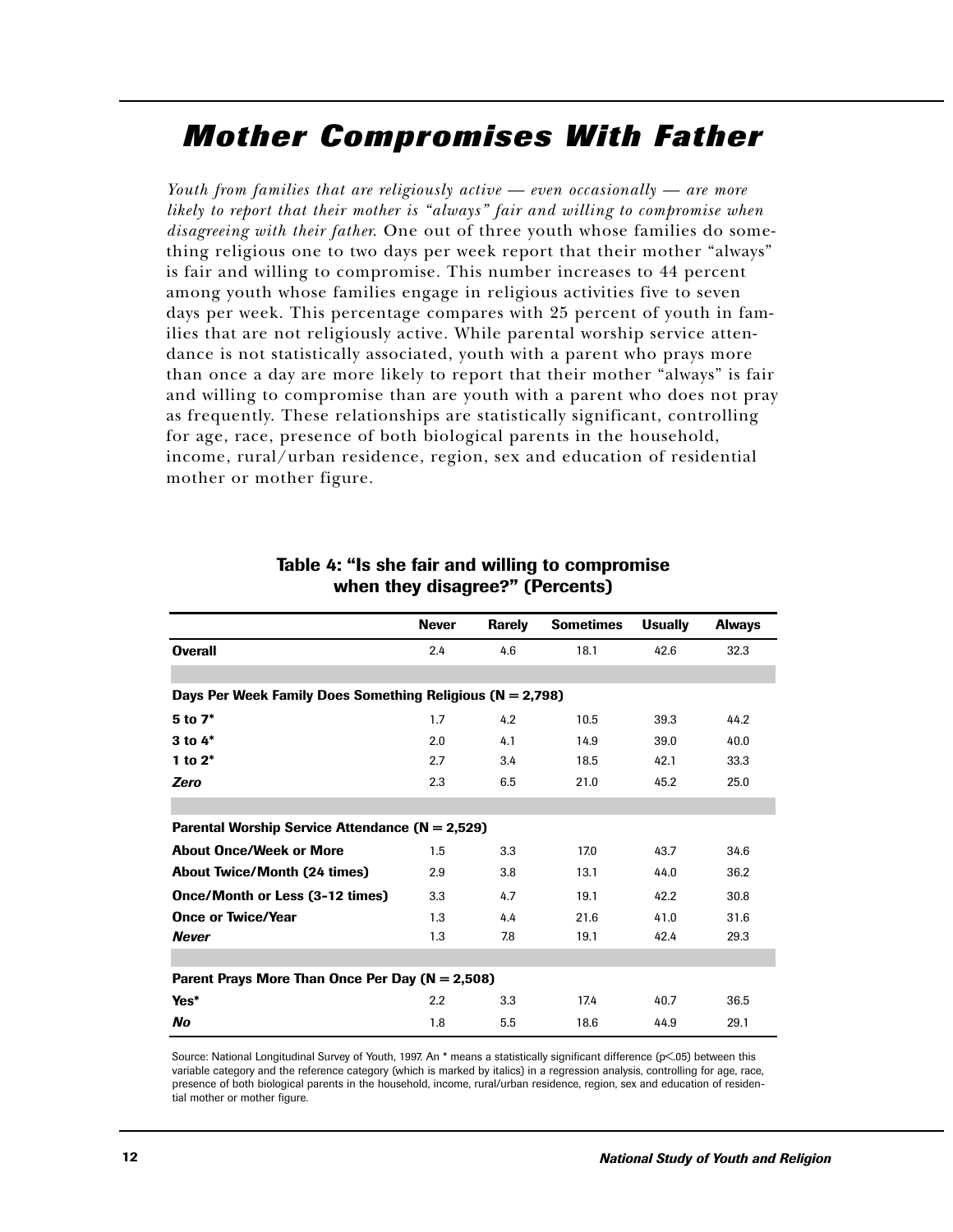# Mother Compromises With Father

*Youth from families that are religiously active — even occasionally — are more likely to report that their mother is "always" fair and willing to compromise when disagreeing with their father.* One out of three youth whose families do something religious one to two days per week report that their mother "always" is fair and willing to compromise. This number increases to 44 percent among youth whose families engage in religious activities five to seven days per week. This percentage compares with 25 percent of youth in families that are not religiously active. While parental worship service attendance is not statistically associated, youth with a parent who prays more than once a day are more likely to report that their mother "always" is fair and willing to compromise than are youth with a parent who does not pray as frequently. These relationships are statistically significant, controlling for age, race, presence of both biological parents in the household, income, rural/urban residence, region, sex and education of residential mother or mother figure.

**Table 4: "Is she fair and willing to compromise when they disagree?" (Percents)**

| | Never | Rarely | Sometimes | Usually | Always |
|---|---|---|---|---|---|
| **Overall** | 2.4 | 4.6 | 18.1 | 42.6 | 32.3 |
| **Days Per Week Family Does Something Religious (N = 2,798)** | | | | | |
| **5 to 7*** | 1.7 | 4.2 | 10.5 | 39.3 | 44.2 |
| **3 to 4*** | 2.0 | 4.1 | 14.9 | 39.0 | 40.0 |
| **1 to 2*** | 2.7 | 3.4 | 18.5 | 42.1 | 33.3 |
| ***Zero*** | 2.3 | 6.5 | 21.0 | 45.2 | 25.0 |
| **Parental Worship Service Attendance (N = 2,529)** | | | | | |
| **About Once/Week or More** | 1.5 | 3.3 | 17.0 | 43.7 | 34.6 |
| **About Twice/Month (24 times)** | 2.9 | 3.8 | 13.1 | 44.0 | 36.2 |
| **Once/Month or Less (3-12 times)** | 3.3 | 4.7 | 19.1 | 42.2 | 30.8 |
| **Once or Twice/Year** | 1.3 | 4.4 | 21.6 | 41.0 | 31.6 |
| ***Never*** | 1.3 | 7.8 | 19.1 | 42.4 | 29.3 |
| **Parent Prays More Than Once Per Day (N = 2,508)** | | | | | |
| **Yes*** | 2.2 | 3.3 | 17.4 | 40.7 | 36.5 |
| ***No*** | 1.8 | 5.5 | 18.6 | 44.9 | 29.1 |

Source: National Longitudinal Survey of Youth, 1997. An * means a statistically significant difference ($p < .05$) between this variable category and the reference category (which is marked by italics) in a regression analysis, controlling for age, race, presence of both biological parents in the household, income, rural/urban residence, region, sex and education of residential mother or mother figure.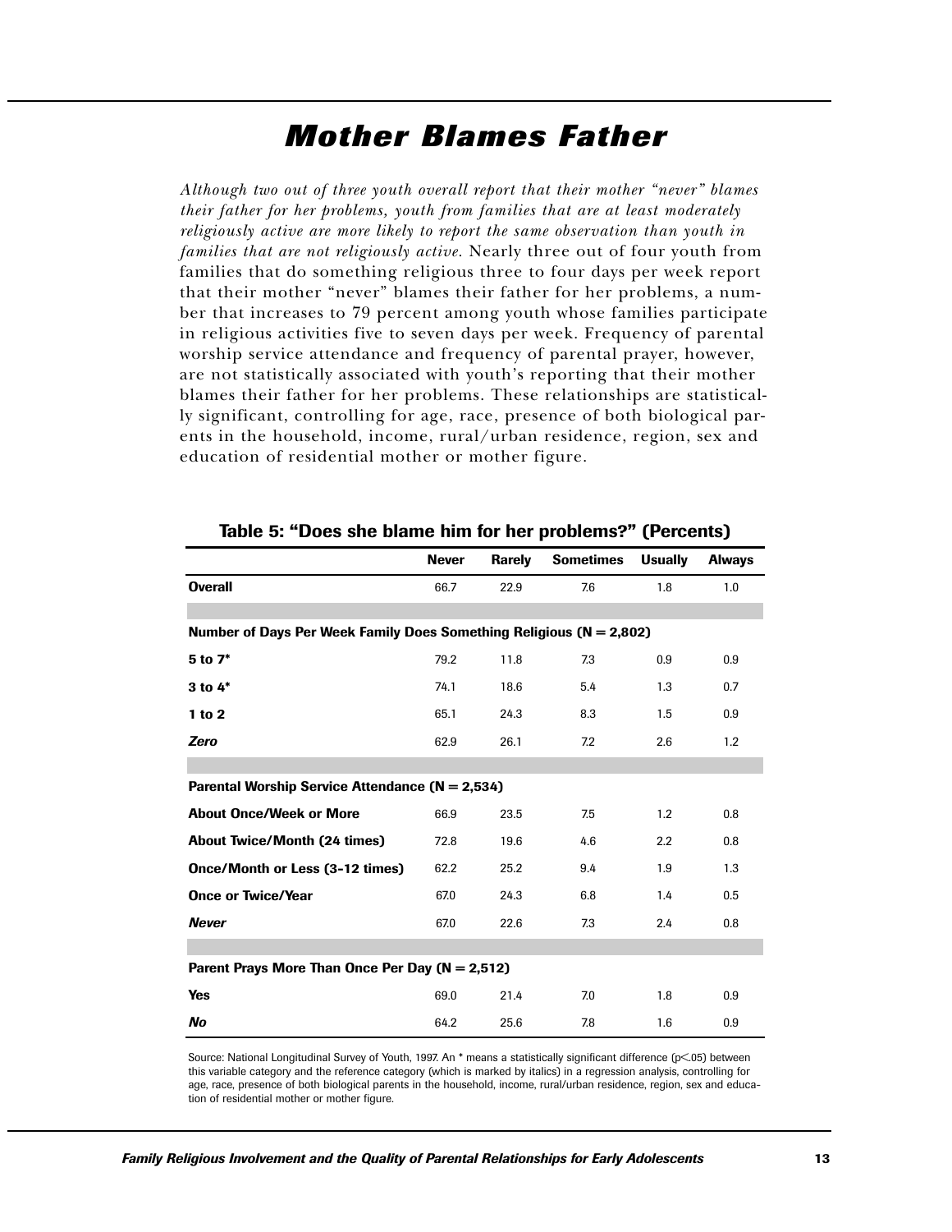# Mother Blames Father

*Although two out of three youth overall report that their mother "never" blames their father for her problems, youth from families that are at least moderately religiously active are more likely to report the same observation than youth in families that are not religiously active.* Nearly three out of four youth from families that do something religious three to four days per week report that their mother "never" blames their father for her problems, a number that increases to 79 percent among youth whose families participate in religious activities five to seven days per week. Frequency of parental worship service attendance and frequency of parental prayer, however, are not statistically associated with youth's reporting that their mother blames their father for her problems. These relationships are statistically significant, controlling for age, race, presence of both biological parents in the household, income, rural/urban residence, region, sex and education of residential mother or mother figure.

**Table 5: "Does she blame him for her problems?" (Percents)**

| | Never | Rarely | Sometimes | Usually | Always |
|---|---|---|---|---|---|
| **Overall** | 66.7 | 22.9 | 7.6 | 1.8 | 1.0 |
| **Number of Days Per Week Family Does Something Religious (N = 2,802)** | | | | | |
| **5 to 7*** | 79.2 | 11.8 | 7.3 | 0.9 | 0.9 |
| **3 to 4*** | 74.1 | 18.6 | 5.4 | 1.3 | 0.7 |
| **1 to 2** | 65.1 | 24.3 | 8.3 | 1.5 | 0.9 |
| ***Zero*** | 62.9 | 26.1 | 7.2 | 2.6 | 1.2 |
| **Parental Worship Service Attendance (N = 2,534)** | | | | | |
| **About Once/Week or More** | 66.9 | 23.5 | 7.5 | 1.2 | 0.8 |
| **About Twice/Month (24 times)** | 72.8 | 19.6 | 4.6 | 2.2 | 0.8 |
| **Once/Month or Less (3-12 times)** | 62.2 | 25.2 | 9.4 | 1.9 | 1.3 |
| **Once or Twice/Year** | 67.0 | 24.3 | 6.8 | 1.4 | 0.5 |
| ***Never*** | 67.0 | 22.6 | 7.3 | 2.4 | 0.8 |
| **Parent Prays More Than Once Per Day (N = 2,512)** | | | | | |
| **Yes** | 69.0 | 21.4 | 7.0 | 1.8 | 0.9 |
| ***No*** | 64.2 | 25.6 | 7.8 | 1.6 | 0.9 |

Source: National Longitudinal Survey of Youth, 1997. An * means a statistically significant difference ($p<.05$) between this variable category and the reference category (which is marked by italics) in a regression analysis, controlling for age, race, presence of both biological parents in the household, income, rural/urban residence, region, sex and education of residential mother or mother figure.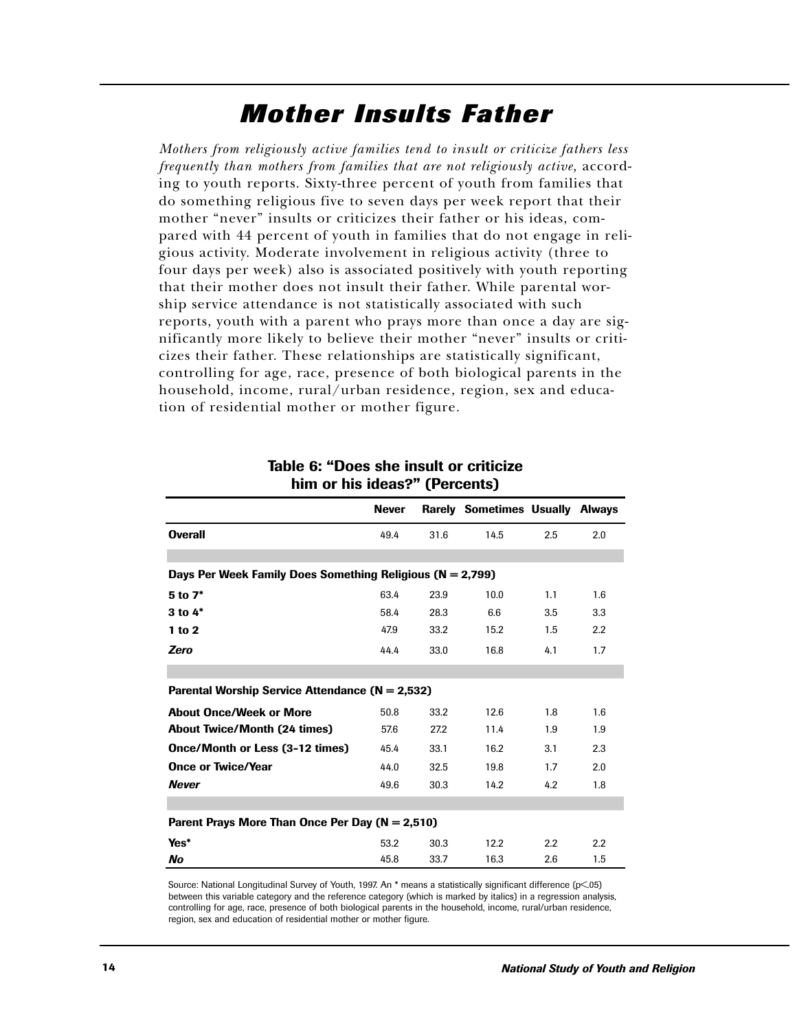# Mother Insults Father

*Mothers from religiously active families tend to insult or criticize fathers less frequently than mothers from families that are not religiously active,* according to youth reports. Sixty-three percent of youth from families that do something religious five to seven days per week report that their mother "never" insults or criticizes their father or his ideas, compared with 44 percent of youth in families that do not engage in religious activity. Moderate involvement in religious activity (three to four days per week) also is associated positively with youth reporting that their mother does not insult their father. While parental worship service attendance is not statistically associated with such reports, youth with a parent who prays more than once a day are significantly more likely to believe their mother "never" insults or criticizes their father. These relationships are statistically significant, controlling for age, race, presence of both biological parents in the household, income, rural/urban residence, region, sex and education of residential mother or mother figure.

**Table 6: "Does she insult or criticize him or his ideas?" (Percents)**

| | Never | Rarely | Sometimes | Usually | Always |
|---|---|---|---|---|---|
| **Overall** | 49.4 | 31.6 | 14.5 | 2.5 | 2.0 |
| **Days Per Week Family Does Something Religious (N = 2,799)** | | | | | |
| **5 to 7*** | 63.4 | 23.9 | 10.0 | 1.1 | 1.6 |
| **3 to 4*** | 58.4 | 28.3 | 6.6 | 3.5 | 3.3 |
| **1 to 2** | 47.9 | 33.2 | 15.2 | 1.5 | 2.2 |
| ***Zero*** | 44.4 | 33.0 | 16.8 | 4.1 | 1.7 |
| **Parental Worship Service Attendance (N = 2,532)** | | | | | |
| **About Once/Week or More** | 50.8 | 33.2 | 12.6 | 1.8 | 1.6 |
| **About Twice/Month (24 times)** | 57.6 | 27.2 | 11.4 | 1.9 | 1.9 |
| **Once/Month or Less (3-12 times)** | 45.4 | 33.1 | 16.2 | 3.1 | 2.3 |
| **Once or Twice/Year** | 44.0 | 32.5 | 19.8 | 1.7 | 2.0 |
| ***Never*** | 49.6 | 30.3 | 14.2 | 4.2 | 1.8 |
| **Parent Prays More Than Once Per Day (N = 2,510)** | | | | | |
| **Yes*** | 53.2 | 30.3 | 12.2 | 2.2 | 2.2 |
| ***No*** | 45.8 | 33.7 | 16.3 | 2.6 | 1.5 |

Source: National Longitudinal Survey of Youth, 1997. An * means a statistically significant difference ($p < .05$) between this variable category and the reference category (which is marked by italics) in a regression analysis, controlling for age, race, presence of both biological parents in the household, income, rural/urban residence, region, sex and education of residential mother or mother figure.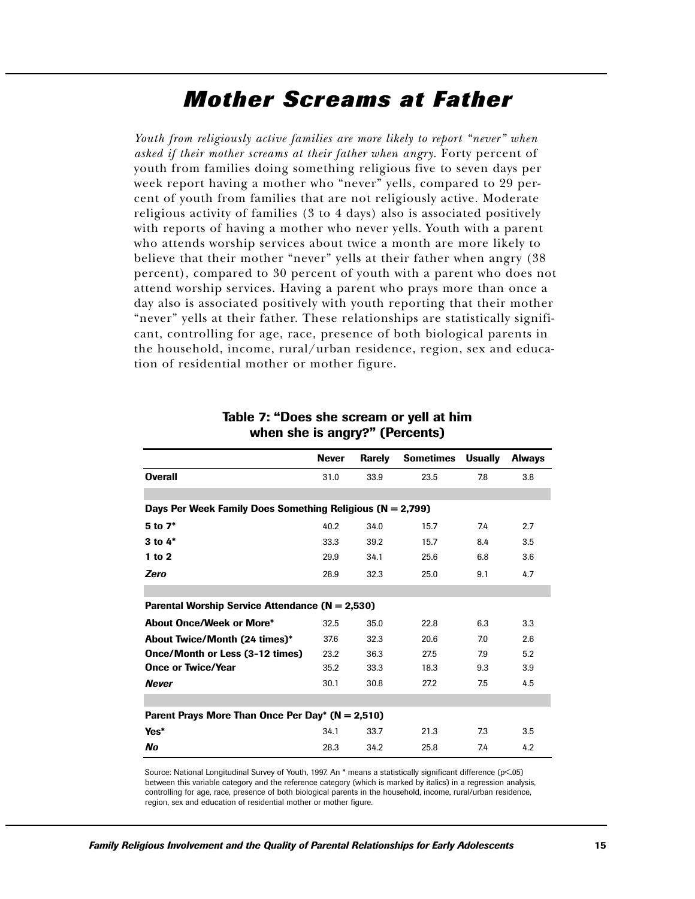# Mother Screams at Father

*Youth from religiously active families are more likely to report "never" when asked if their mother screams at their father when angry.* Forty percent of youth from families doing something religious five to seven days per week report having a mother who "never" yells, compared to 29 percent of youth from families that are not religiously active. Moderate religious activity of families (3 to 4 days) also is associated positively with reports of having a mother who never yells. Youth with a parent who attends worship services about twice a month are more likely to believe that their mother "never" yells at their father when angry (38 percent), compared to 30 percent of youth with a parent who does not attend worship services. Having a parent who prays more than once a day also is associated positively with youth reporting that their mother "never" yells at their father. These relationships are statistically significant, controlling for age, race, presence of both biological parents in the household, income, rural/urban residence, region, sex and education of residential mother or mother figure.

**Table 7: "Does she scream or yell at him when she is angry?" (Percents)**

| | Never | Rarely | Sometimes | Usually | Always |
|---|---|---|---|---|---|
| **Overall** | 31.0 | 33.9 | 23.5 | 7.8 | 3.8 |
| **Days Per Week Family Does Something Religious (N = 2,799)** | | | | | |
| **5 to 7*** | 40.2 | 34.0 | 15.7 | 7.4 | 2.7 |
| **3 to 4*** | 33.3 | 39.2 | 15.7 | 8.4 | 3.5 |
| **1 to 2** | 29.9 | 34.1 | 25.6 | 6.8 | 3.6 |
| ***Zero*** | 28.9 | 32.3 | 25.0 | 9.1 | 4.7 |
| **Parental Worship Service Attendance (N = 2,530)** | | | | | |
| **About Once/Week or More*** | 32.5 | 35.0 | 22.8 | 6.3 | 3.3 |
| **About Twice/Month (24 times)*** | 37.6 | 32.3 | 20.6 | 7.0 | 2.6 |
| **Once/Month or Less (3-12 times)** | 23.2 | 36.3 | 27.5 | 7.9 | 5.2 |
| **Once or Twice/Year** | 35.2 | 33.3 | 18.3 | 9.3 | 3.9 |
| ***Never*** | 30.1 | 30.8 | 27.2 | 7.5 | 4.5 |
| **Parent Prays More Than Once Per Day* (N = 2,510)** | | | | | |
| **Yes*** | 34.1 | 33.7 | 21.3 | 7.3 | 3.5 |
| ***No*** | 28.3 | 34.2 | 25.8 | 7.4 | 4.2 |

Source: National Longitudinal Survey of Youth, 1997. An * means a statistically significant difference ($p < .05$) between this variable category and the reference category (which is marked by italics) in a regression analysis, controlling for age, race, presence of both biological parents in the household, income, rural/urban residence, region, sex and education of residential mother or mother figure.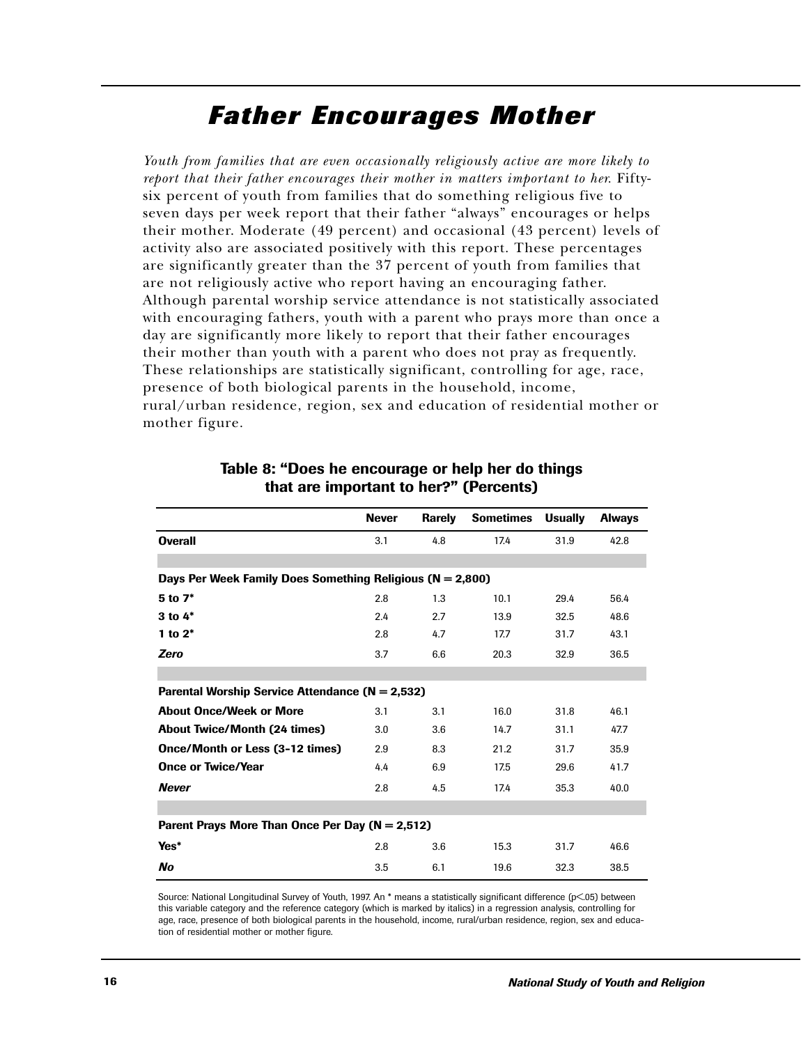# *Father Encourages Mother*

*Youth from families that are even occasionally religiously active are more likely to report that their father encourages their mother in matters important to her.* Fifty-six percent of youth from families that do something religious five to seven days per week report that their father "always" encourages or helps their mother. Moderate (49 percent) and occasional (43 percent) levels of activity also are associated positively with this report. These percentages are significantly greater than the 37 percent of youth from families that are not religiously active who report having an encouraging father. Although parental worship service attendance is not statistically associated with encouraging fathers, youth with a parent who prays more than once a day are significantly more likely to report that their father encourages their mother than youth with a parent who does not pray as frequently. These relationships are statistically significant, controlling for age, race, presence of both biological parents in the household, income, rural/urban residence, region, sex and education of residential mother or mother figure.

**Table 8: "Does he encourage or help her do things that are important to her?" (Percents)**

| | Never | Rarely | Sometimes | Usually | Always |
|---|---|---|---|---|---|
| **Overall** | 3.1 | 4.8 | 17.4 | 31.9 | 42.8 |
| **Days Per Week Family Does Something Religious (N = 2,800)** | | | | | |
| **5 to 7*** | 2.8 | 1.3 | 10.1 | 29.4 | 56.4 |
| **3 to 4*** | 2.4 | 2.7 | 13.9 | 32.5 | 48.6 |
| **1 to 2*** | 2.8 | 4.7 | 17.7 | 31.7 | 43.1 |
| ***Zero*** | 3.7 | 6.6 | 20.3 | 32.9 | 36.5 |
| **Parental Worship Service Attendance (N = 2,532)** | | | | | |
| **About Once/Week or More** | 3.1 | 3.1 | 16.0 | 31.8 | 46.1 |
| **About Twice/Month (24 times)** | 3.0 | 3.6 | 14.7 | 31.1 | 47.7 |
| **Once/Month or Less (3-12 times)** | 2.9 | 8.3 | 21.2 | 31.7 | 35.9 |
| **Once or Twice/Year** | 4.4 | 6.9 | 17.5 | 29.6 | 41.7 |
| ***Never*** | 2.8 | 4.5 | 17.4 | 35.3 | 40.0 |
| **Parent Prays More Than Once Per Day (N = 2,512)** | | | | | |
| **Yes*** | 2.8 | 3.6 | 15.3 | 31.7 | 46.6 |
| ***No*** | 3.5 | 6.1 | 19.6 | 32.3 | 38.5 |

Source: National Longitudinal Survey of Youth, 1997. An * means a statistically significant difference ($p<.05$) between this variable category and the reference category (which is marked by italics) in a regression analysis, controlling for age, race, presence of both biological parents in the household, income, rural/urban residence, region, sex and education of residential mother or mother figure.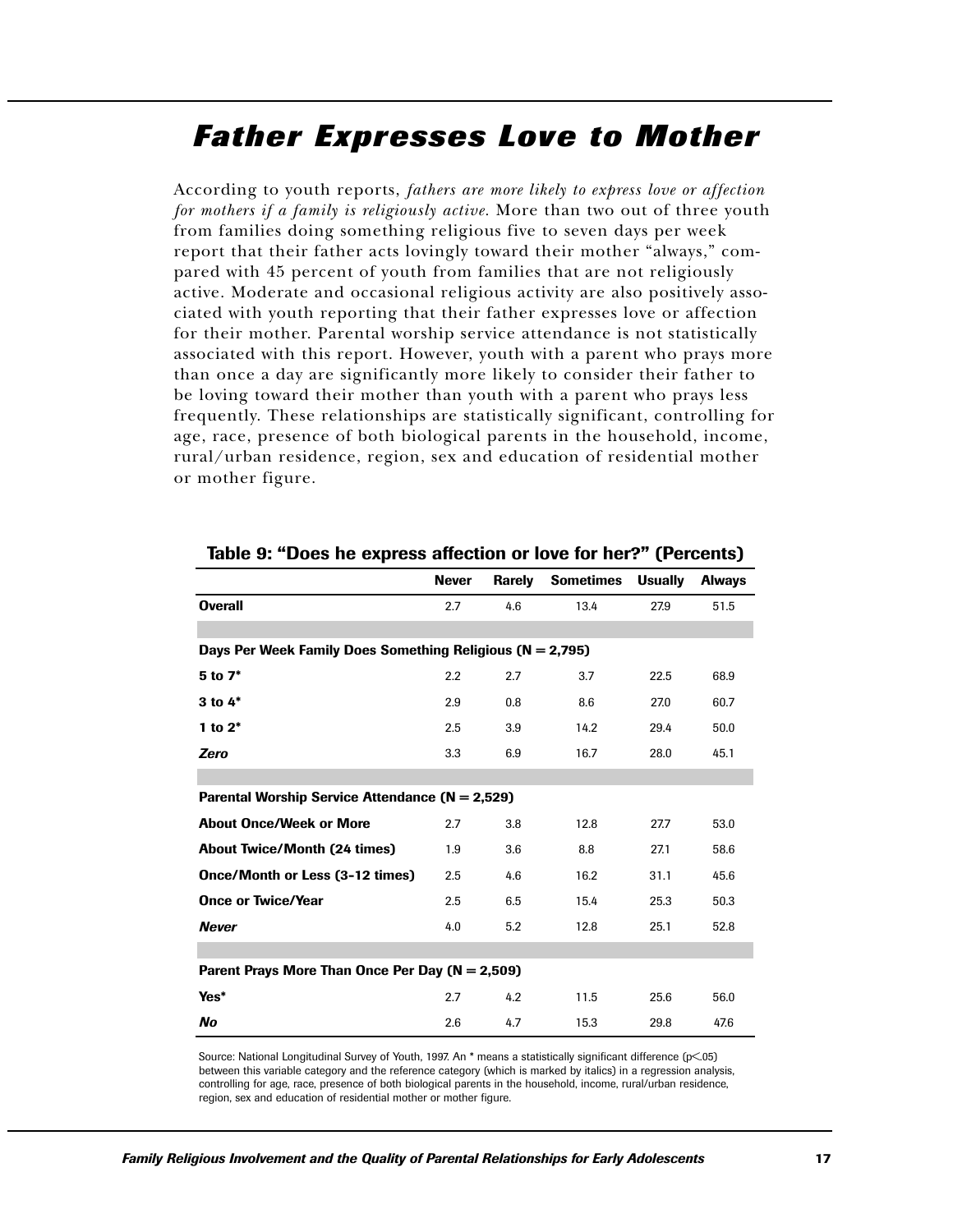# Father Expresses Love to Mother

According to youth reports, *fathers are more likely to express love or affection for mothers if a family is religiously active.* More than two out of three youth from families doing something religious five to seven days per week report that their father acts lovingly toward their mother "always," compared with 45 percent of youth from families that are not religiously active. Moderate and occasional religious activity are also positively associated with youth reporting that their father expresses love or affection for their mother. Parental worship service attendance is not statistically associated with this report. However, youth with a parent who prays more than once a day are significantly more likely to consider their father to be loving toward their mother than youth with a parent who prays less frequently. These relationships are statistically significant, controlling for age, race, presence of both biological parents in the household, income, rural/urban residence, region, sex and education of residential mother or mother figure.

**Table 9: "Does he express affection or love for her?" (Percents)**

| | Never | Rarely | Sometimes | Usually | Always |
|---|---|---|---|---|---|
| **Overall** | 2.7 | 4.6 | 13.4 | 27.9 | 51.5 |
| **Days Per Week Family Does Something Religious (N = 2,795)** | | | | | |
| **5 to 7*** | 2.2 | 2.7 | 3.7 | 22.5 | 68.9 |
| **3 to 4*** | 2.9 | 0.8 | 8.6 | 27.0 | 60.7 |
| **1 to 2*** | 2.5 | 3.9 | 14.2 | 29.4 | 50.0 |
| ***Zero*** | 3.3 | 6.9 | 16.7 | 28.0 | 45.1 |
| **Parental Worship Service Attendance (N = 2,529)** | | | | | |
| **About Once/Week or More** | 2.7 | 3.8 | 12.8 | 27.7 | 53.0 |
| **About Twice/Month (24 times)** | 1.9 | 3.6 | 8.8 | 27.1 | 58.6 |
| **Once/Month or Less (3-12 times)** | 2.5 | 4.6 | 16.2 | 31.1 | 45.6 |
| **Once or Twice/Year** | 2.5 | 6.5 | 15.4 | 25.3 | 50.3 |
| ***Never*** | 4.0 | 5.2 | 12.8 | 25.1 | 52.8 |
| **Parent Prays More Than Once Per Day (N = 2,509)** | | | | | |
| **Yes*** | 2.7 | 4.2 | 11.5 | 25.6 | 56.0 |
| ***No*** | 2.6 | 4.7 | 15.3 | 29.8 | 47.6 |

Source: National Longitudinal Survey of Youth, 1997. An * means a statistically significant difference ($p < .05$) between this variable category and the reference category (which is marked by italics) in a regression analysis, controlling for age, race, presence of both biological parents in the household, income, rural/urban residence, region, sex and education of residential mother or mother figure.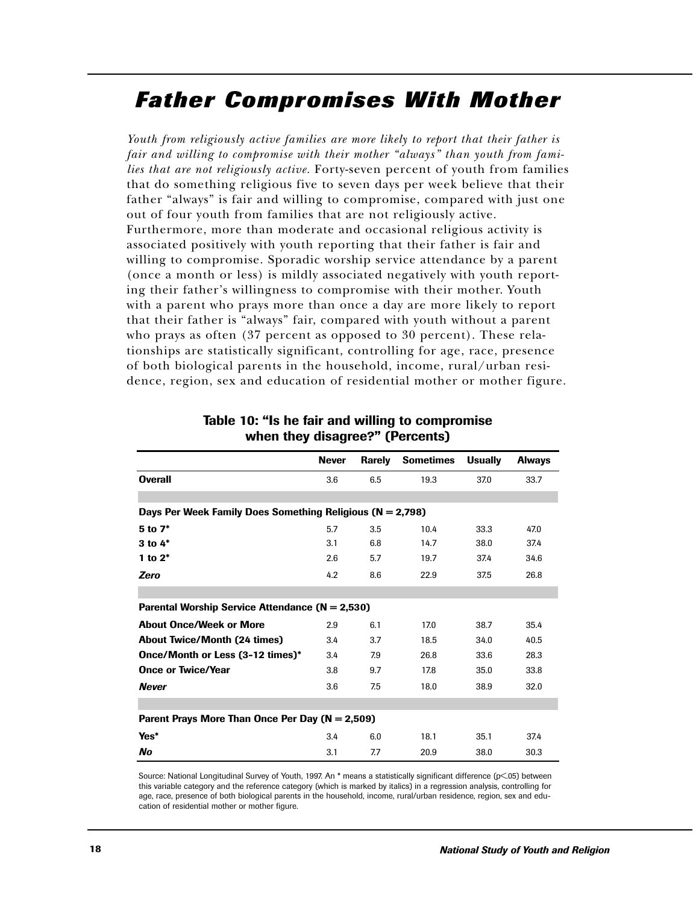# Father Compromises With Mother

*Youth from religiously active families are more likely to report that their father is fair and willing to compromise with their mother "always" than youth from families that are not religiously active.* Forty-seven percent of youth from families that do something religious five to seven days per week believe that their father "always" is fair and willing to compromise, compared with just one out of four youth from families that are not religiously active. Furthermore, more than moderate and occasional religious activity is associated positively with youth reporting that their father is fair and willing to compromise. Sporadic worship service attendance by a parent (once a month or less) is mildly associated negatively with youth reporting their father's willingness to compromise with their mother. Youth with a parent who prays more than once a day are more likely to report that their father is "always" fair, compared with youth without a parent who prays as often (37 percent as opposed to 30 percent). These relationships are statistically significant, controlling for age, race, presence of both biological parents in the household, income, rural/urban residence, region, sex and education of residential mother or mother figure.

**Table 10: "Is he fair and willing to compromise when they disagree?" (Percents)**

| | Never | Rarely | Sometimes | Usually | Always |
|---|---|---|---|---|---|
| **Overall** | 3.6 | 6.5 | 19.3 | 37.0 | 33.7 |
| **Days Per Week Family Does Something Religious (N = 2,798)** | | | | | |
| **5 to 7*** | 5.7 | 3.5 | 10.4 | 33.3 | 47.0 |
| **3 to 4*** | 3.1 | 6.8 | 14.7 | 38.0 | 37.4 |
| **1 to 2*** | 2.6 | 5.7 | 19.7 | 37.4 | 34.6 |
| ***Zero*** | 4.2 | 8.6 | 22.9 | 37.5 | 26.8 |
| **Parental Worship Service Attendance (N = 2,530)** | | | | | |
| **About Once/Week or More** | 2.9 | 6.1 | 17.0 | 38.7 | 35.4 |
| **About Twice/Month (24 times)** | 3.4 | 3.7 | 18.5 | 34.0 | 40.5 |
| **Once/Month or Less (3-12 times)*** | 3.4 | 7.9 | 26.8 | 33.6 | 28.3 |
| **Once or Twice/Year** | 3.8 | 9.7 | 17.8 | 35.0 | 33.8 |
| ***Never*** | 3.6 | 7.5 | 18.0 | 38.9 | 32.0 |
| **Parent Prays More Than Once Per Day (N = 2,509)** | | | | | |
| **Yes*** | 3.4 | 6.0 | 18.1 | 35.1 | 37.4 |
| ***No*** | 3.1 | 7.7 | 20.9 | 38.0 | 30.3 |

Source: National Longitudinal Survey of Youth, 1997. An * means a statistically significant difference ($p < .05$) between this variable category and the reference category (which is marked by italics) in a regression analysis, controlling for age, race, presence of both biological parents in the household, income, rural/urban residence, region, sex and education of residential mother or mother figure.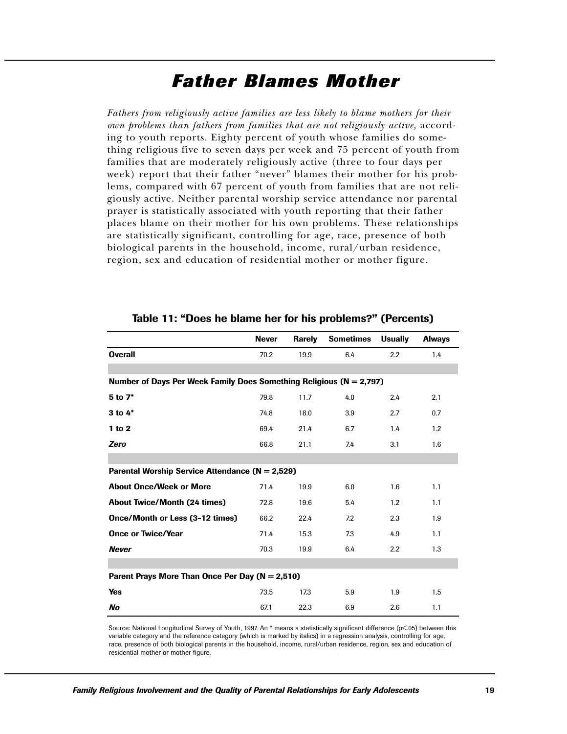# Father Blames Mother

*Fathers from religiously active families are less likely to blame mothers for their own problems than fathers from families that are not religiously active,* according to youth reports. Eighty percent of youth whose families do something religious five to seven days per week and 75 percent of youth from families that are moderately religiously active (three to four days per week) report that their father "never" blames their mother for his problems, compared with 67 percent of youth from families that are not religiously active. Neither parental worship service attendance nor parental prayer is statistically associated with youth reporting that their father places blame on their mother for his own problems. These relationships are statistically significant, controlling for age, race, presence of both biological parents in the household, income, rural/urban residence, region, sex and education of residential mother or mother figure.

**Table 11: "Does he blame her for his problems?" (Percents)**

| | Never | Rarely | Sometimes | Usually | Always |
|---|---|---|---|---|---|
| **Overall** | 70.2 | 19.9 | 6.4 | 2.2 | 1.4 |
| **Number of Days Per Week Family Does Something Religious (N = 2,797)** | | | | | |
| **5 to 7*** | 79.8 | 11.7 | 4.0 | 2.4 | 2.1 |
| **3 to 4*** | 74.8 | 18.0 | 3.9 | 2.7 | 0.7 |
| **1 to 2** | 69.4 | 21.4 | 6.7 | 1.4 | 1.2 |
| ***Zero*** | 66.8 | 21.1 | 7.4 | 3.1 | 1.6 |
| **Parental Worship Service Attendance (N = 2,529)** | | | | | |
| **About Once/Week or More** | 71.4 | 19.9 | 6.0 | 1.6 | 1.1 |
| **About Twice/Month (24 times)** | 72.8 | 19.6 | 5.4 | 1.2 | 1.1 |
| **Once/Month or Less (3-12 times)** | 66.2 | 22.4 | 7.2 | 2.3 | 1.9 |
| **Once or Twice/Year** | 71.4 | 15.3 | 7.3 | 4.9 | 1.1 |
| ***Never*** | 70.3 | 19.9 | 6.4 | 2.2 | 1.3 |
| **Parent Prays More Than Once Per Day (N = 2,510)** | | | | | |
| **Yes** | 73.5 | 17.3 | 5.9 | 1.9 | 1.5 |
| ***No*** | 67.1 | 22.3 | 6.9 | 2.6 | 1.1 |

Source: National Longitudinal Survey of Youth, 1997. An * means a statistically significant difference ($p < .05$) between this variable category and the reference category (which is marked by italics) in a regression analysis, controlling for age, race, presence of both biological parents in the household, income, rural/urban residence, region, sex and education of residential mother or mother figure.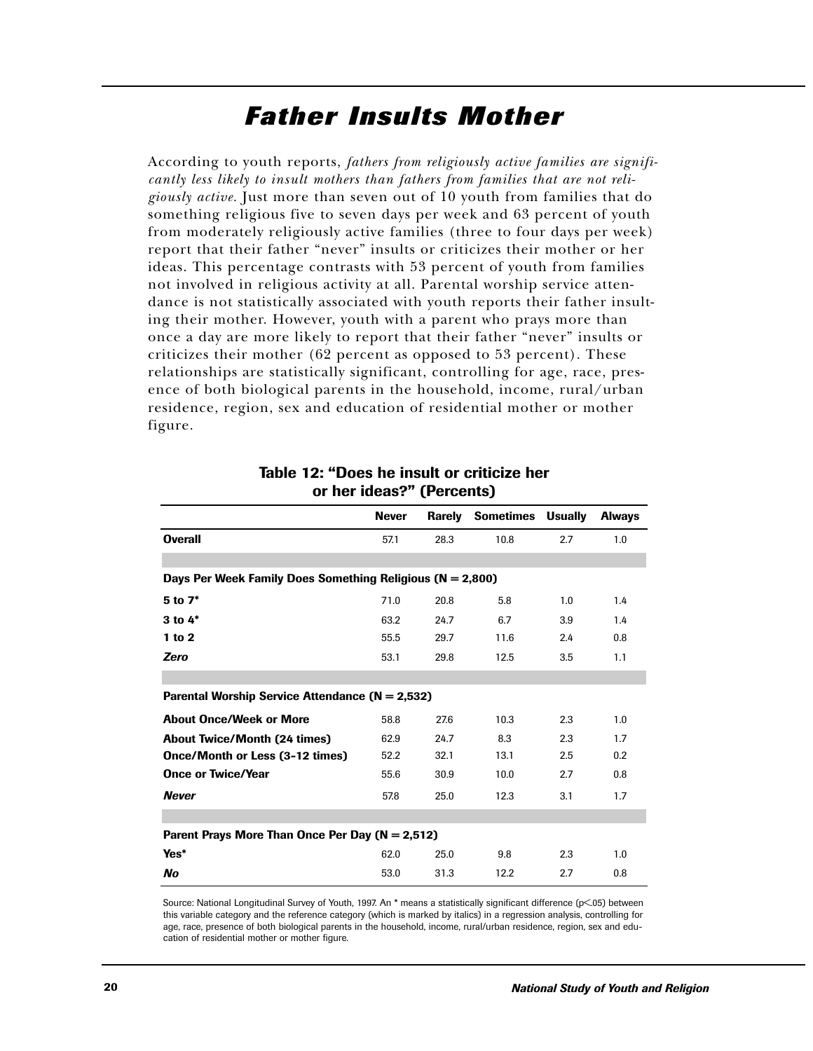# *Father Insults Mother*

According to youth reports, *fathers from religiously active families are significantly less likely to insult mothers than fathers from families that are not religiously active.* Just more than seven out of 10 youth from families that do something religious five to seven days per week and 63 percent of youth from moderately religiously active families (three to four days per week) report that their father "never" insults or criticizes their mother or her ideas. This percentage contrasts with 53 percent of youth from families not involved in religious activity at all. Parental worship service attendance is not statistically associated with youth reports their father insulting their mother. However, youth with a parent who prays more than once a day are more likely to report that their father "never" insults or criticizes their mother (62 percent as opposed to 53 percent). These relationships are statistically significant, controlling for age, race, presence of both biological parents in the household, income, rural/urban residence, region, sex and education of residential mother or mother figure.

**Table 12: "Does he insult or criticize her or her ideas?" (Percents)**

| | **Never** | **Rarely** | **Sometimes** | **Usually** | **Always** |
|---|---|---|---|---|---|
| **Overall** | 57.1 | 28.3 | 10.8 | 2.7 | 1.0 |
| **Days Per Week Family Does Something Religious (N = 2,800)** | | | | | |
| **5 to 7*** | 71.0 | 20.8 | 5.8 | 1.0 | 1.4 |
| **3 to 4*** | 63.2 | 24.7 | 6.7 | 3.9 | 1.4 |
| **1 to 2** | 55.5 | 29.7 | 11.6 | 2.4 | 0.8 |
| ***Zero*** | 53.1 | 29.8 | 12.5 | 3.5 | 1.1 |
| **Parental Worship Service Attendance (N = 2,532)** | | | | | |
| **About Once/Week or More** | 58.8 | 27.6 | 10.3 | 2.3 | 1.0 |
| **About Twice/Month (24 times)** | 62.9 | 24.7 | 8.3 | 2.3 | 1.7 |
| **Once/Month or Less (3-12 times)** | 52.2 | 32.1 | 13.1 | 2.5 | 0.2 |
| **Once or Twice/Year** | 55.6 | 30.9 | 10.0 | 2.7 | 0.8 |
| ***Never*** | 57.8 | 25.0 | 12.3 | 3.1 | 1.7 |
| **Parent Prays More Than Once Per Day (N = 2,512)** | | | | | |
| **Yes*** | 62.0 | 25.0 | 9.8 | 2.3 | 1.0 |
| ***No*** | 53.0 | 31.3 | 12.2 | 2.7 | 0.8 |

Source: National Longitudinal Survey of Youth, 1997. An * means a statistically significant difference ($p < .05$) between this variable category and the reference category (which is marked by italics) in a regression analysis, controlling for age, race, presence of both biological parents in the household, income, rural/urban residence, region, sex and education of residential mother or mother figure.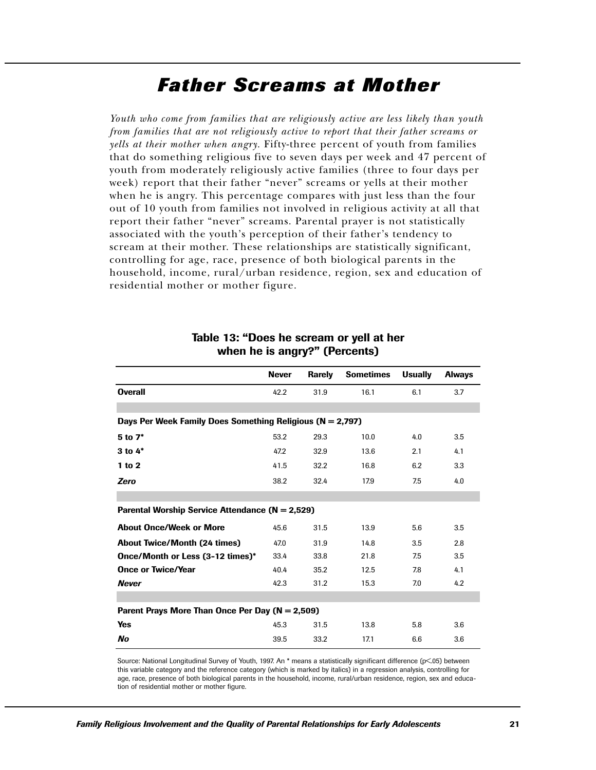# Father Screams at Mother

*Youth who come from families that are religiously active are less likely than youth from families that are not religiously active to report that their father screams or yells at their mother when angry.* Fifty-three percent of youth from families that do something religious five to seven days per week and 47 percent of youth from moderately religiously active families (three to four days per week) report that their father "never" screams or yells at their mother when he is angry. This percentage compares with just less than the four out of 10 youth from families not involved in religious activity at all that report their father "never" screams. Parental prayer is not statistically associated with the youth's perception of their father's tendency to scream at their mother. These relationships are statistically significant, controlling for age, race, presence of both biological parents in the household, income, rural/urban residence, region, sex and education of residential mother or mother figure.

**Table 13: "Does he scream or yell at her when he is angry?" (Percents)**

| | Never | Rarely | Sometimes | Usually | Always |
|---|---|---|---|---|---|
| **Overall** | 42.2 | 31.9 | 16.1 | 6.1 | 3.7 |
| **Days Per Week Family Does Something Religious (N = 2,797)** | | | | | |
| **5 to 7*** | 53.2 | 29.3 | 10.0 | 4.0 | 3.5 |
| **3 to 4*** | 47.2 | 32.9 | 13.6 | 2.1 | 4.1 |
| **1 to 2** | 41.5 | 32.2 | 16.8 | 6.2 | 3.3 |
| ***Zero*** | 38.2 | 32.4 | 17.9 | 7.5 | 4.0 |
| **Parental Worship Service Attendance (N = 2,529)** | | | | | |
| **About Once/Week or More** | 45.6 | 31.5 | 13.9 | 5.6 | 3.5 |
| **About Twice/Month (24 times)** | 47.0 | 31.9 | 14.8 | 3.5 | 2.8 |
| **Once/Month or Less (3-12 times)*** | 33.4 | 33.8 | 21.8 | 7.5 | 3.5 |
| **Once or Twice/Year** | 40.4 | 35.2 | 12.5 | 7.8 | 4.1 |
| ***Never*** | 42.3 | 31.2 | 15.3 | 7.0 | 4.2 |
| **Parent Prays More Than Once Per Day (N = 2,509)** | | | | | |
| **Yes** | 45.3 | 31.5 | 13.8 | 5.8 | 3.6 |
| ***No*** | 39.5 | 33.2 | 17.1 | 6.6 | 3.6 |

Source: National Longitudinal Survey of Youth, 1997. An * means a statistically significant difference ($p < .05$) between this variable category and the reference category (which is marked by italics) in a regression analysis, controlling for age, race, presence of both biological parents in the household, income, rural/urban residence, region, sex and education of residential mother or mother figure.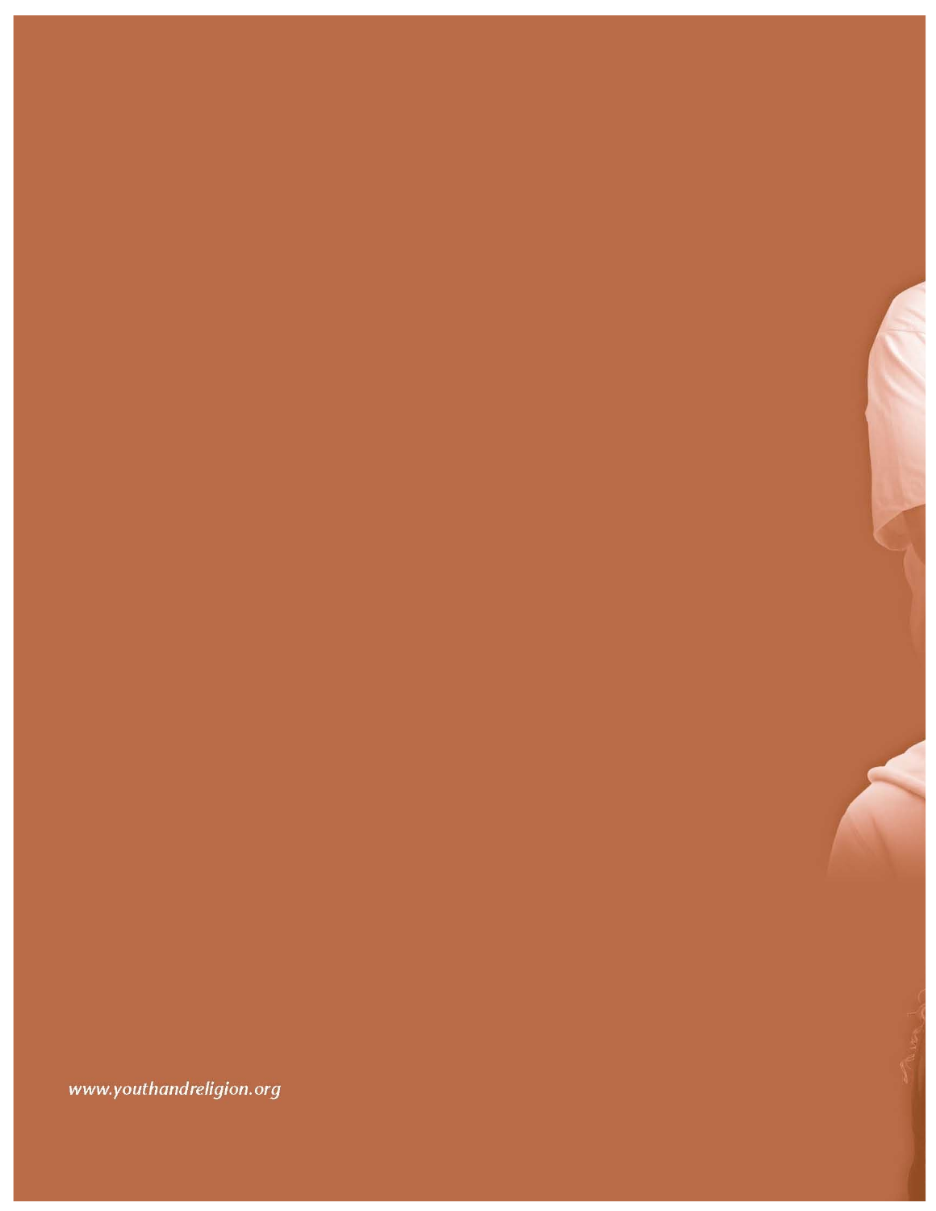*www.youthandreligion.org*